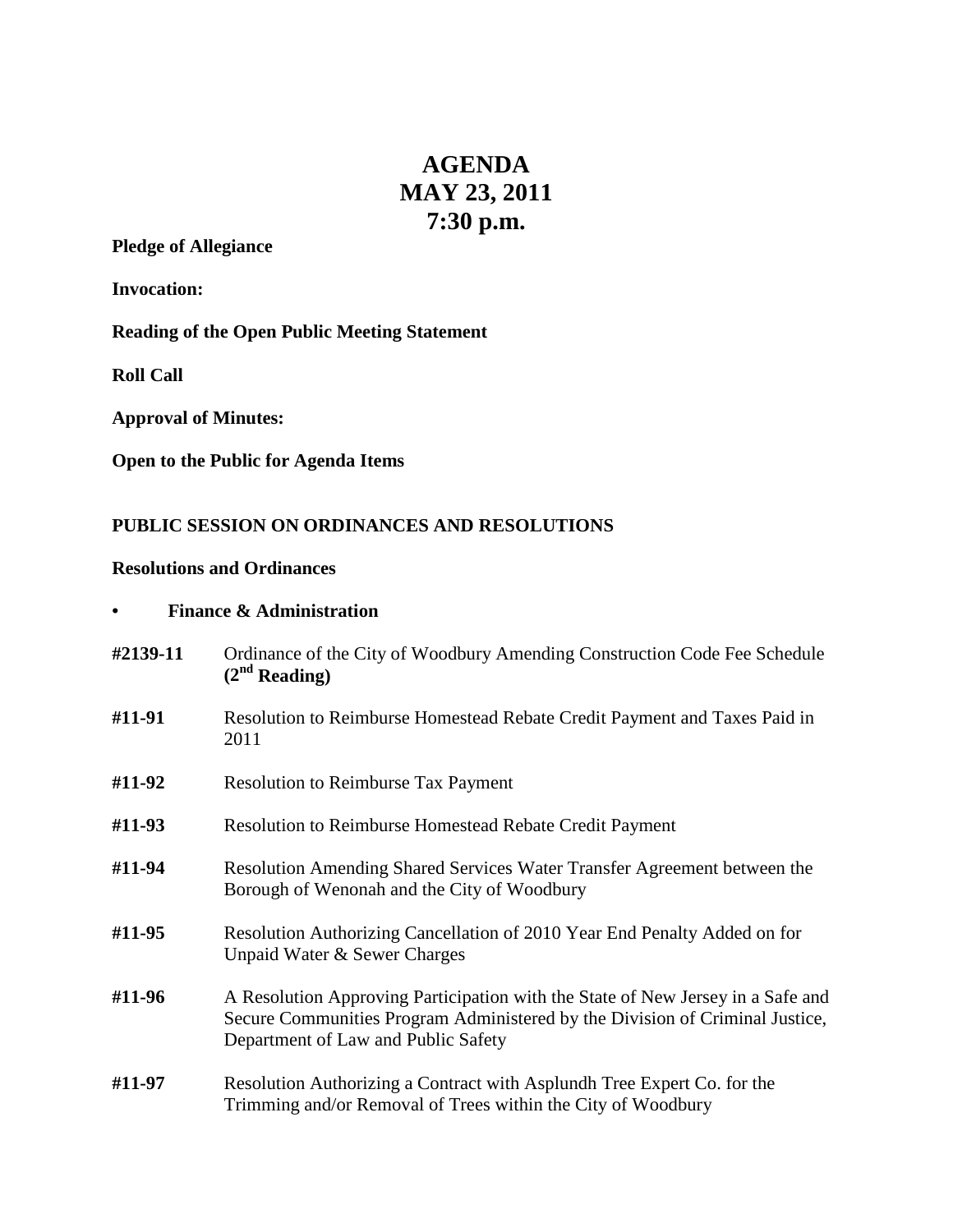# AGENDA
# MAY 23, 2011
# 7:30 p.m.

**Pledge of Allegiance**

**Invocation:**

**Reading of the Open Public Meeting Statement**

**Roll Call**

**Approval of Minutes:**

**Open to the Public for Agenda Items**

## PUBLIC SESSION ON ORDINANCES AND RESOLUTIONS

### Resolutions and Ordinances

- **Finance & Administration**

| | |
|---|---|
| **#2139-11** | Ordinance of the City of Woodbury Amending Construction Code Fee Schedule **(2nd Reading)** |
| **#11-91** | Resolution to Reimburse Homestead Rebate Credit Payment and Taxes Paid in 2011 |
| **#11-92** | Resolution to Reimburse Tax Payment |
| **#11-93** | Resolution to Reimburse Homestead Rebate Credit Payment |
| **#11-94** | Resolution Amending Shared Services Water Transfer Agreement between the Borough of Wenonah and the City of Woodbury |
| **#11-95** | Resolution Authorizing Cancellation of 2010 Year End Penalty Added on for Unpaid Water & Sewer Charges |
| **#11-96** | A Resolution Approving Participation with the State of New Jersey in a Safe and Secure Communities Program Administered by the Division of Criminal Justice, Department of Law and Public Safety |
| **#11-97** | Resolution Authorizing a Contract with Asplundh Tree Expert Co. for the Trimming and/or Removal of Trees within the City of Woodbury |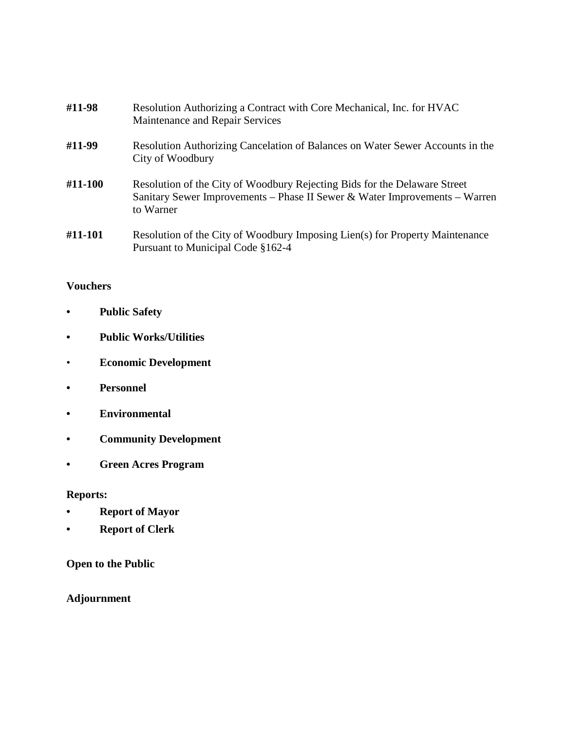**#11-98** Resolution Authorizing a Contract with Core Mechanical, Inc. for HVAC Maintenance and Repair Services

**#11-99** Resolution Authorizing Cancelation of Balances on Water Sewer Accounts in the City of Woodbury

**#11-100** Resolution of the City of Woodbury Rejecting Bids for the Delaware Street Sanitary Sewer Improvements – Phase II Sewer & Water Improvements – Warren to Warner

**#11-101** Resolution of the City of Woodbury Imposing Lien(s) for Property Maintenance Pursuant to Municipal Code §162-4

**Vouchers**

- **Public Safety**
- **Public Works/Utilities**
- **Economic Development**
- **Personnel**
- **Environmental**
- **Community Development**
- **Green Acres Program**

**Reports:**

- **Report of Mayor**
- **Report of Clerk**

**Open to the Public**

**Adjournment**